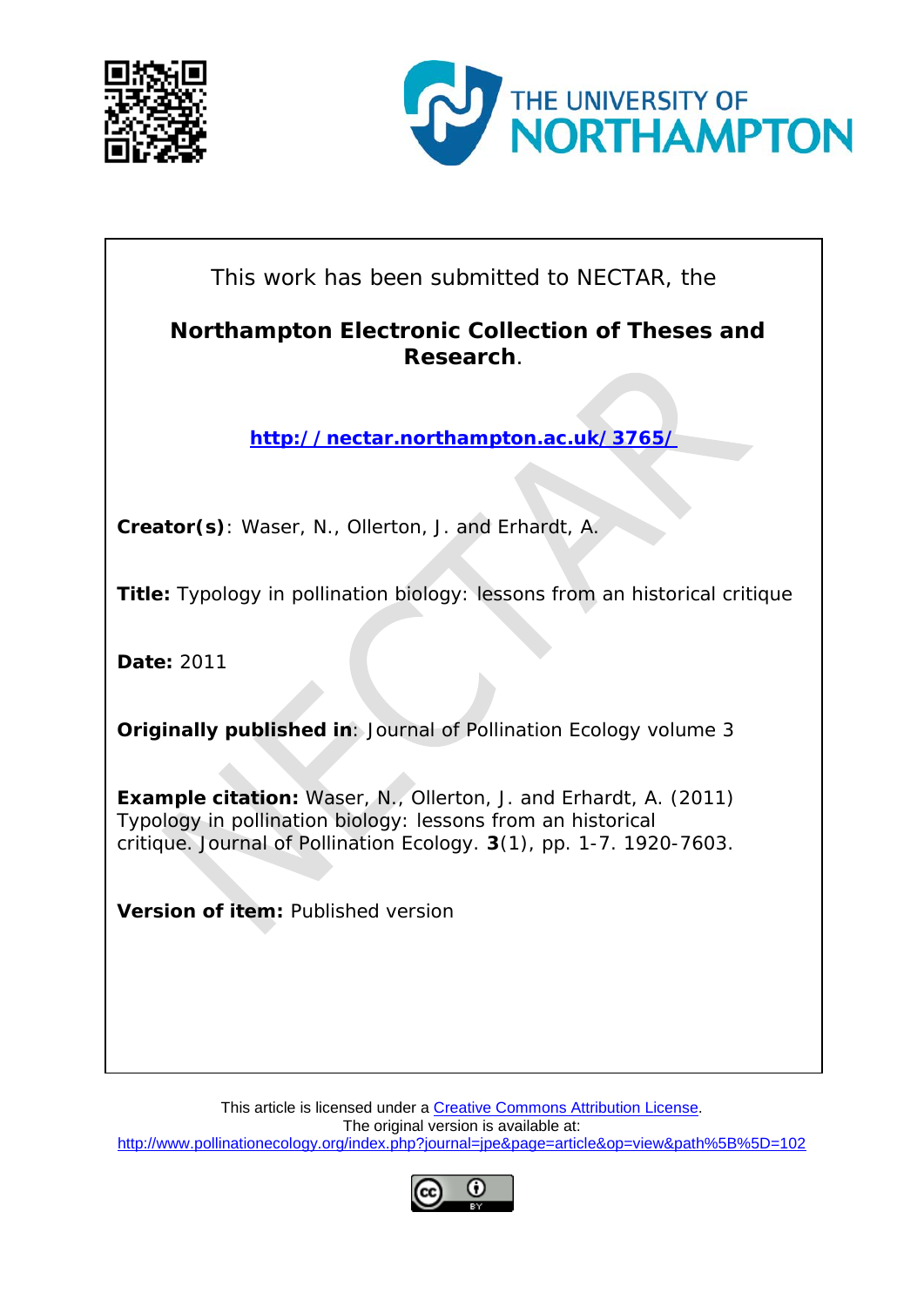This work has been submitted to NECTAR, the

**Northampton Electronic Collection of Theses and Research**.

http://nectar.northampton.ac.uk/3765/

**Creator(s)**: Waser, N., Ollerton, J. and Erhardt, A.

**Title:** Typology in pollination biology: lessons from an historical critique

**Date:** 2011

**Originally published in**: Journal of Pollination Ecology volume 3

**Example citation:** Waser, N., Ollerton, J. and Erhardt, A. (2011) Typology in pollination biology: lessons from an historical critique. Journal of Pollination Ecology. **3**(1), pp. 1-7. 1920-7603.

**Version of item:** Published version

This article is licensed under a Creative Commons Attribution License.
The original version is available at:
http://www.pollinationecology.org/index.php?journal=jpe&page=article&op=view&path%5B%5D=102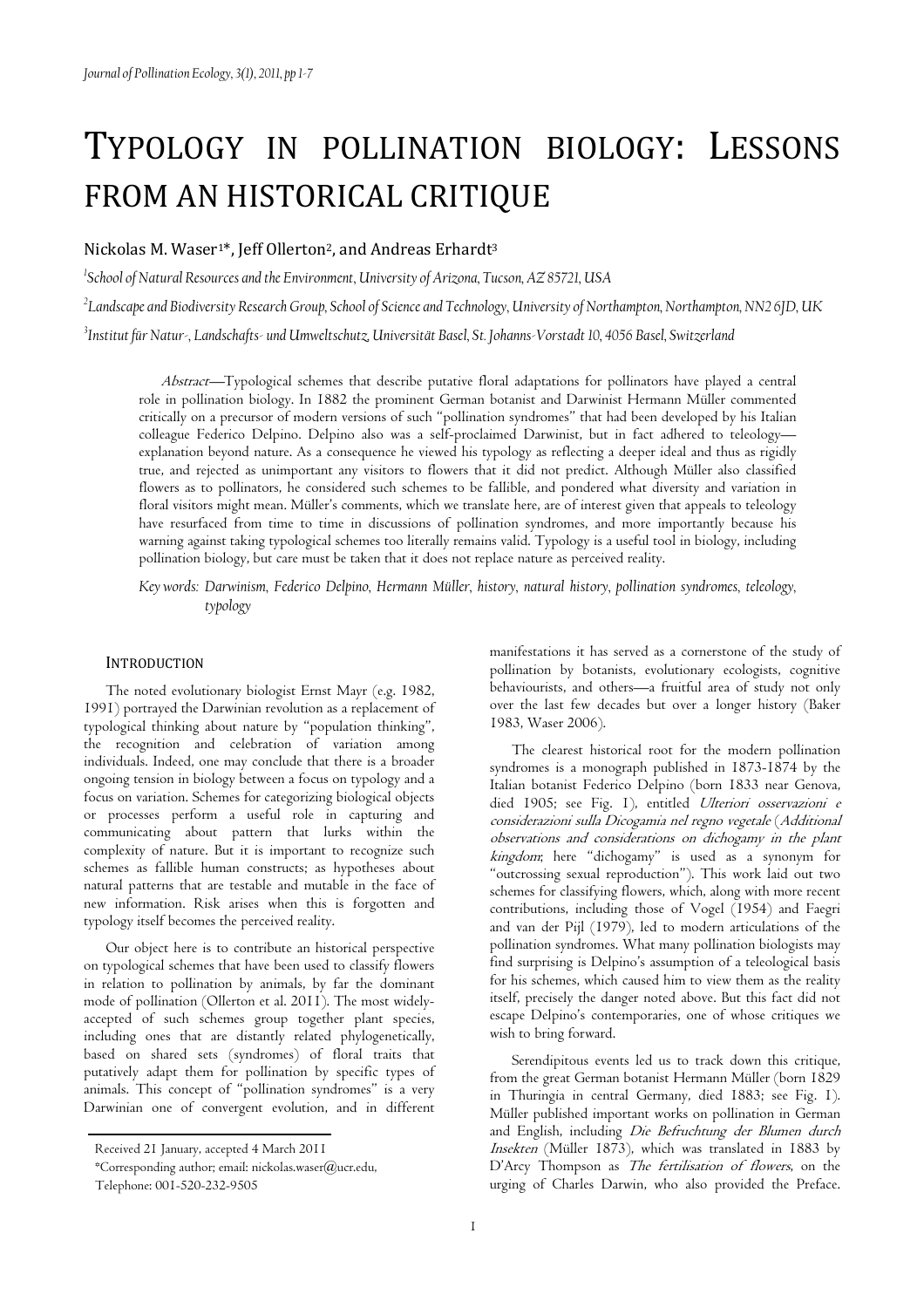# TYPOLOGY IN POLLINATION BIOLOGY: LESSONS FROM AN HISTORICAL CRITIQUE

Nickolas M. Waser[1]*, Jeff Ollerton[2], and Andreas Erhardt[3]

[1]*School of Natural Resources and the Environment, University of Arizona, Tucson, AZ 85721, USA*

[2]*Landscape and Biodiversity Research Group, School of Science and Technology, University of Northampton, Northampton, NN2 6JD, UK*

[3]*Institut für Natur-, Landschafts- und Umweltschutz, Universität Basel, St. Johanns-Vorstadt 10, 4056 Basel, Switzerland*

*Abstract*—Typological schemes that describe putative floral adaptations for pollinators have played a central role in pollination biology. In 1882 the prominent German botanist and Darwinist Hermann Müller commented critically on a precursor of modern versions of such "pollination syndromes" that had been developed by his Italian colleague Federico Delpino. Delpino also was a self-proclaimed Darwinist, but in fact adhered to teleology—explanation beyond nature. As a consequence he viewed his typology as reflecting a deeper ideal and thus as rigidly true, and rejected as unimportant any visitors to flowers that it did not predict. Although Müller also classified flowers as to pollinators, he considered such schemes to be fallible, and pondered what diversity and variation in floral visitors might mean. Müller's comments, which we translate here, are of interest given that appeals to teleology have resurfaced from time to time in discussions of pollination syndromes, and more importantly because his warning against taking typological schemes too literally remains valid. Typology is a useful tool in biology, including pollination biology, but care must be taken that it does not replace nature as perceived reality.

*Key words: Darwinism, Federico Delpino, Hermann Müller, history, natural history, pollination syndromes, teleology, typology*

## INTRODUCTION

The noted evolutionary biologist Ernst Mayr (e.g. 1982, 1991) portrayed the Darwinian revolution as a replacement of typological thinking about nature by "population thinking", the recognition and celebration of variation among individuals. Indeed, one may conclude that there is a broader ongoing tension in biology between a focus on typology and a focus on variation. Schemes for categorizing biological objects or processes perform a useful role in capturing and communicating about pattern that lurks within the complexity of nature. But it is important to recognize such schemes as fallible human constructs; as hypotheses about natural patterns that are testable and mutable in the face of new information. Risk arises when this is forgotten and typology itself becomes the perceived reality.

Our object here is to contribute an historical perspective on typological schemes that have been used to classify flowers in relation to pollination by animals, by far the dominant mode of pollination (Ollerton et al. 2011). The most widely-accepted of such schemes group together plant species, including ones that are distantly related phylogenetically, based on shared sets (syndromes) of floral traits that putatively adapt them for pollination by specific types of animals. This concept of "pollination syndromes" is a very Darwinian one of convergent evolution, and in different manifestations it has served as a cornerstone of the study of pollination by botanists, evolutionary ecologists, cognitive behaviourists, and others—a fruitful area of study not only over the last few decades but over a longer history (Baker 1983, Waser 2006).

The clearest historical root for the modern pollination syndromes is a monograph published in 1873-1874 by the Italian botanist Federico Delpino (born 1833 near Genova, died 1905; see Fig. 1), entitled *Ulteriori osservazioni e considerazioni sulla Dicogamia nel regno vegetale* (*Additional observations and considerations on dichogamy in the plant kingdom*; here "dichogamy" is used as a synonym for "outcrossing sexual reproduction"). This work laid out two schemes for classifying flowers, which, along with more recent contributions, including those of Vogel (1954) and Faegri and van der Pijl (1979), led to modern articulations of the pollination syndromes. What many pollination biologists may find surprising is Delpino's assumption of a teleological basis for his schemes, which caused him to view them as the reality itself, precisely the danger noted above. But this fact did not escape Delpino's contemporaries, one of whose critiques we wish to bring forward.

Serendipitous events led us to track down this critique, from the great German botanist Hermann Müller (born 1829 in Thuringia in central Germany, died 1883; see Fig. 1). Müller published important works on pollination in German and English, including *Die Befruchtung der Blumen durch Insekten* (Müller 1873), which was translated in 1883 by D'Arcy Thompson as *The fertilisation of flowers*, on the urging of Charles Darwin, who also provided the Preface.

Received 21 January, accepted 4 March 2011

*Corresponding author; email: nickolas.waser@ucr.edu,

Telephone: 001-520-232-9505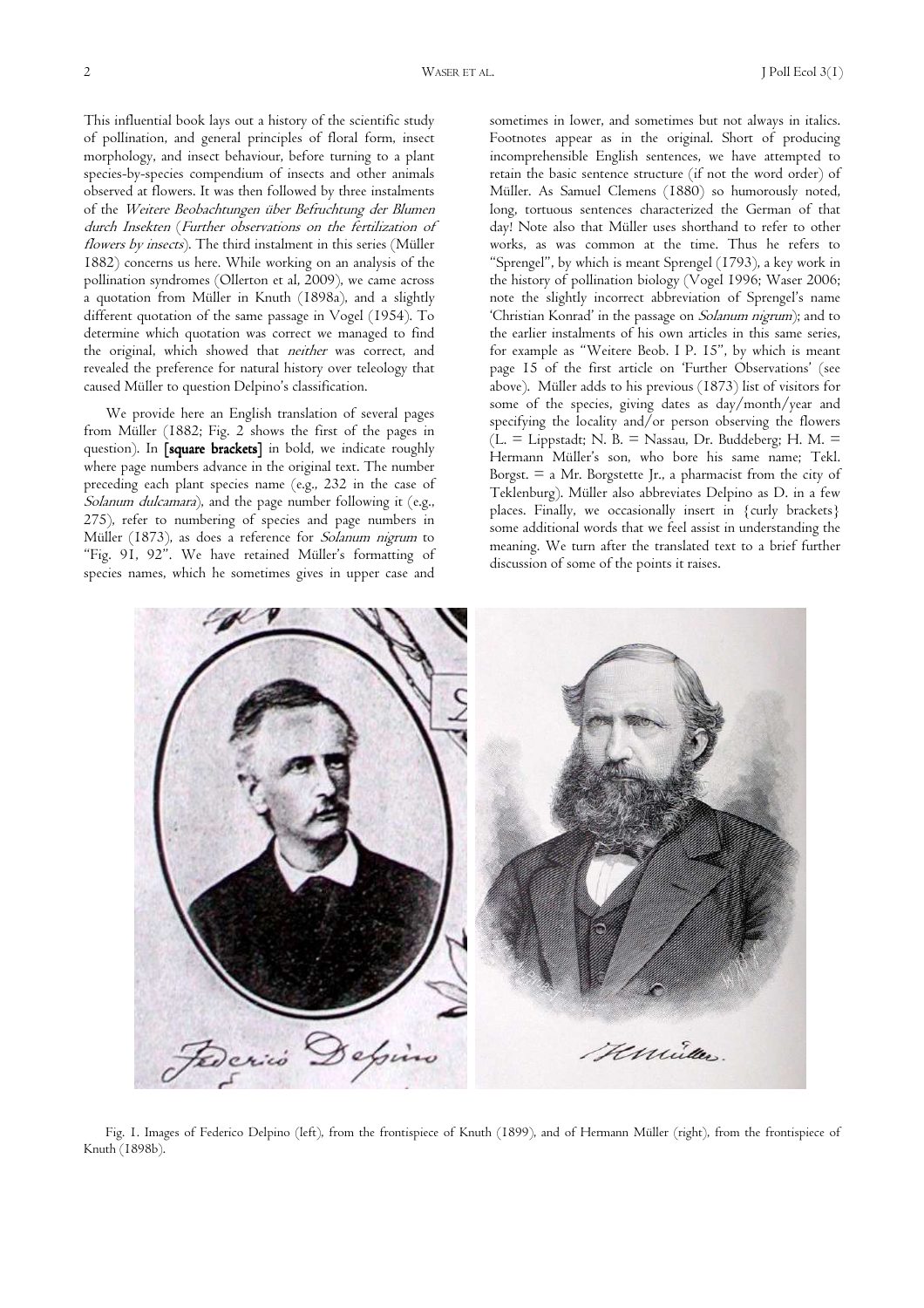This influential book lays out a history of the scientific study of pollination, and general principles of floral form, insect morphology, and insect behaviour, before turning to a plant species-by-species compendium of insects and other animals observed at flowers. It was then followed by three instalments of the *Weitere Beobachtungen über Befruchtung der Blumen durch Insekten* (*Further observations on the fertilization of flowers by insects*). The third instalment in this series (Müller 1882) concerns us here. While working on an analysis of the pollination syndromes (Ollerton et al, 2009), we came across a quotation from Müller in Knuth (1898a), and a slightly different quotation of the same passage in Vogel (1954). To determine which quotation was correct we managed to find the original, which showed that *neither* was correct, and revealed the preference for natural history over teleology that caused Müller to question Delpino's classification.

We provide here an English translation of several pages from Müller (1882; Fig. 2 shows the first of the pages in question). In **[square brackets]** in bold, we indicate roughly where page numbers advance in the original text. The number preceding each plant species name (e.g., 232 in the case of *Solanum dulcamara*), and the page number following it (e.g., 275), refer to numbering of species and page numbers in Müller (1873), as does a reference for *Solanum nigrum* to "Fig. 91, 92". We have retained Müller's formatting of species names, which he sometimes gives in upper case and sometimes in lower, and sometimes but not always in italics. Footnotes appear as in the original. Short of producing incomprehensible English sentences, we have attempted to retain the basic sentence structure (if not the word order) of Müller. As Samuel Clemens (1880) so humorously noted, long, tortuous sentences characterized the German of that day! Note also that Müller uses shorthand to refer to other works, as was common at the time. Thus he refers to "Sprengel", by which is meant Sprengel (1793), a key work in the history of pollination biology (Vogel 1996; Waser 2006; note the slightly incorrect abbreviation of Sprengel's name 'Christian Konrad' in the passage on *Solanum nigrum*); and to the earlier instalments of his own articles in this same series, for example as "Weitere Beob. I P. 15", by which is meant page 15 of the first article on 'Further Observations' (see above). Müller adds to his previous (1873) list of visitors for some of the species, giving dates as day/month/year and specifying the locality and/or person observing the flowers (L. = Lippstadt; N. B. = Nassau, Dr. Buddeberg; H. M. = Hermann Müller's son, who bore his same name; Tekl. Borgst. = a Mr. Borgstette Jr., a pharmacist from the city of Teklenburg). Müller also abbreviates Delpino as D. in a few places. Finally, we occasionally insert in {curly brackets} some additional words that we feel assist in understanding the meaning. We turn after the translated text to a brief further discussion of some of the points it raises.

Fig. 1. Images of Federico Delpino (left), from the frontispiece of Knuth (1899), and of Hermann Müller (right), from the frontispiece of Knuth (1898b).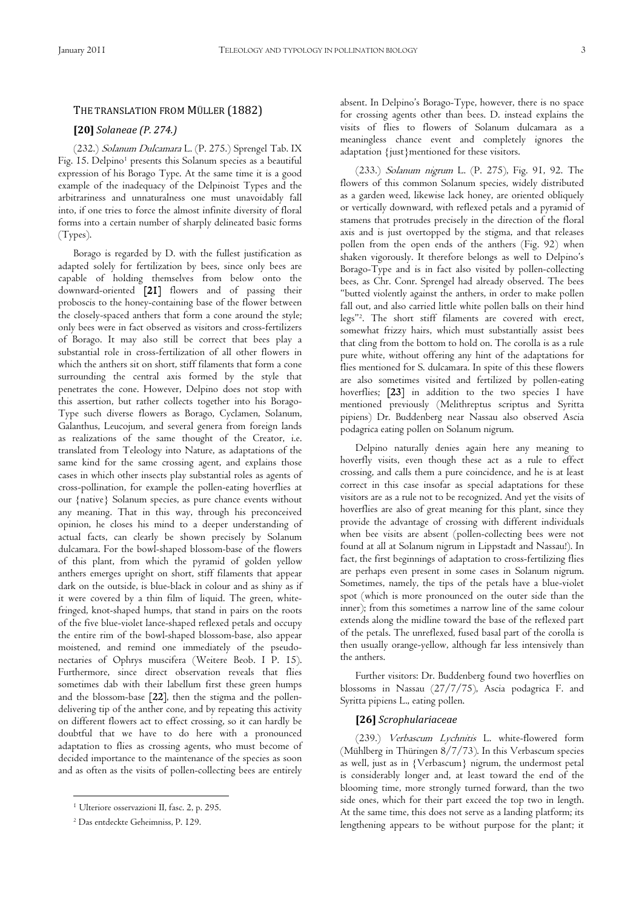## THE TRANSLATION FROM MÜLLER (1882)

### [20] *Solaneae (P. 274.)*

(232.) *Solanum Dulcamara* L. (P. 275.) Sprengel Tab. IX Fig. 15. Delpino[1] presents this Solanum species as a beautiful expression of his Borago Type. At the same time it is a good example of the inadequacy of the Delpinoist Types and the arbitrariness and unnaturalness one must unavoidably fall into, if one tries to force the almost infinite diversity of floral forms into a certain number of sharply delineated basic forms (Types).

Borago is regarded by D. with the fullest justification as adapted solely for fertilization by bees, since only bees are capable of holding themselves from below onto the downward-oriented [21] flowers and of passing their proboscis to the honey-containing base of the flower between the closely-spaced anthers that form a cone around the style; only bees were in fact observed as visitors and cross-fertilizers of Borago. It may also still be correct that bees play a substantial role in cross-fertilization of all other flowers in which the anthers sit on short, stiff filaments that form a cone surrounding the central axis formed by the style that penetrates the cone. However, Delpino does not stop with this assertion, but rather collects together into his Borago-Type such diverse flowers as Borago, Cyclamen, Solanum, Galanthus, Leucojum, and several genera from foreign lands as realizations of the same thought of the Creator, i.e. translated from Teleology into Nature, as adaptations of the same kind for the same crossing agent, and explains those cases in which other insects play substantial roles as agents of cross-pollination, for example the pollen-eating hoverflies at our {native} Solanum species, as pure chance events without any meaning. That in this way, through his preconceived opinion, he closes his mind to a deeper understanding of actual facts, can clearly be shown precisely by Solanum dulcamara. For the bowl-shaped blossom-base of the flowers of this plant, from which the pyramid of golden yellow anthers emerges upright on short, stiff filaments that appear dark on the outside, is blue-black in colour and as shiny as if it were covered by a thin film of liquid. The green, white-fringed, knot-shaped humps, that stand in pairs on the roots of the five blue-violet lance-shaped reflexed petals and occupy the entire rim of the bowl-shaped blossom-base, also appear moistened, and remind one immediately of the pseudo-nectaries of Ophrys muscifera (Weitere Beob. I P. 15). Furthermore, since direct observation reveals that flies sometimes dab with their labellum first these green humps and the blossom-base [22], then the stigma and the pollen-delivering tip of the anther cone, and by repeating this activity on different flowers act to effect crossing, so it can hardly be doubtful that we have to do here with a pronounced adaptation to flies as crossing agents, who must become of decided importance to the maintenance of the species as soon and as often as the visits of pollen-collecting bees are entirely absent. In Delpino's Borago-Type, however, there is no space for crossing agents other than bees. D. instead explains the visits of flies to flowers of Solanum dulcamara as a meaningless chance event and completely ignores the adaptation {just}mentioned for these visitors.

(233.) *Solanum nigrum* L. (P. 275), Fig. 91, 92. The flowers of this common Solanum species, widely distributed as a garden weed, likewise lack honey, are oriented obliquely or vertically downward, with reflexed petals and a pyramid of stamens that protrudes precisely in the direction of the floral axis and is just overtopped by the stigma, and that releases pollen from the open ends of the anthers (Fig. 92) when shaken vigorously. It therefore belongs as well to Delpino's Borago-Type and is in fact also visited by pollen-collecting bees, as Chr. Conr. Sprengel had already observed. The bees "butted violently against the anthers, in order to make pollen fall out, and also carried little white pollen balls on their hind legs"[2]. The short stiff filaments are covered with erect, somewhat frizzy hairs, which must substantially assist bees that cling from the bottom to hold on. The corolla is as a rule pure white, without offering any hint of the adaptations for flies mentioned for S. dulcamara. In spite of this these flowers are also sometimes visited and fertilized by pollen-eating hoverflies; [23] in addition to the two species I have mentioned previously (Melithreptus scriptus and Syritta pipiens) Dr. Buddenberg near Nassau also observed Ascia podagrica eating pollen on Solanum nigrum.

Delpino naturally denies again here any meaning to hoverfly visits, even though these act as a rule to effect crossing, and calls them a pure coincidence, and he is at least correct in this case insofar as special adaptations for these visitors are as a rule not to be recognized. And yet the visits of hoverflies are also of great meaning for this plant, since they provide the advantage of crossing with different individuals when bee visits are absent (pollen-collecting bees were not found at all at Solanum nigrum in Lippstadt and Nassau!). In fact, the first beginnings of adaptation to cross-fertilizing flies are perhaps even present in some cases in Solanum nigrum. Sometimes, namely, the tips of the petals have a blue-violet spot (which is more pronounced on the outer side than the inner); from this sometimes a narrow line of the same colour extends along the midline toward the base of the reflexed part of the petals. The unreflexed, fused basal part of the corolla is then usually orange-yellow, although far less intensively than the anthers.

Further visitors: Dr. Buddenberg found two hoverflies on blossoms in Nassau (27/7/75), Ascia podagrica F. and Syritta pipiens L., eating pollen.

### [26] *Scrophulariaceae*

(239.) *Verbascum Lychnitis* L. white-flowered form (Mühlberg in Thüringen 8/7/73). In this Verbascum species as well, just as in {Verbascum} nigrum, the undermost petal is considerably longer and, at least toward the end of the blooming time, more strongly turned forward, than the two side ones, which for their part exceed the top two in length. At the same time, this does not serve as a landing platform; its lengthening appears to be without purpose for the plant; it

[1] Ulteriore osservazioni II, fasc. 2, p. 295.

[2] Das entdeckte Geheimniss, P. 129.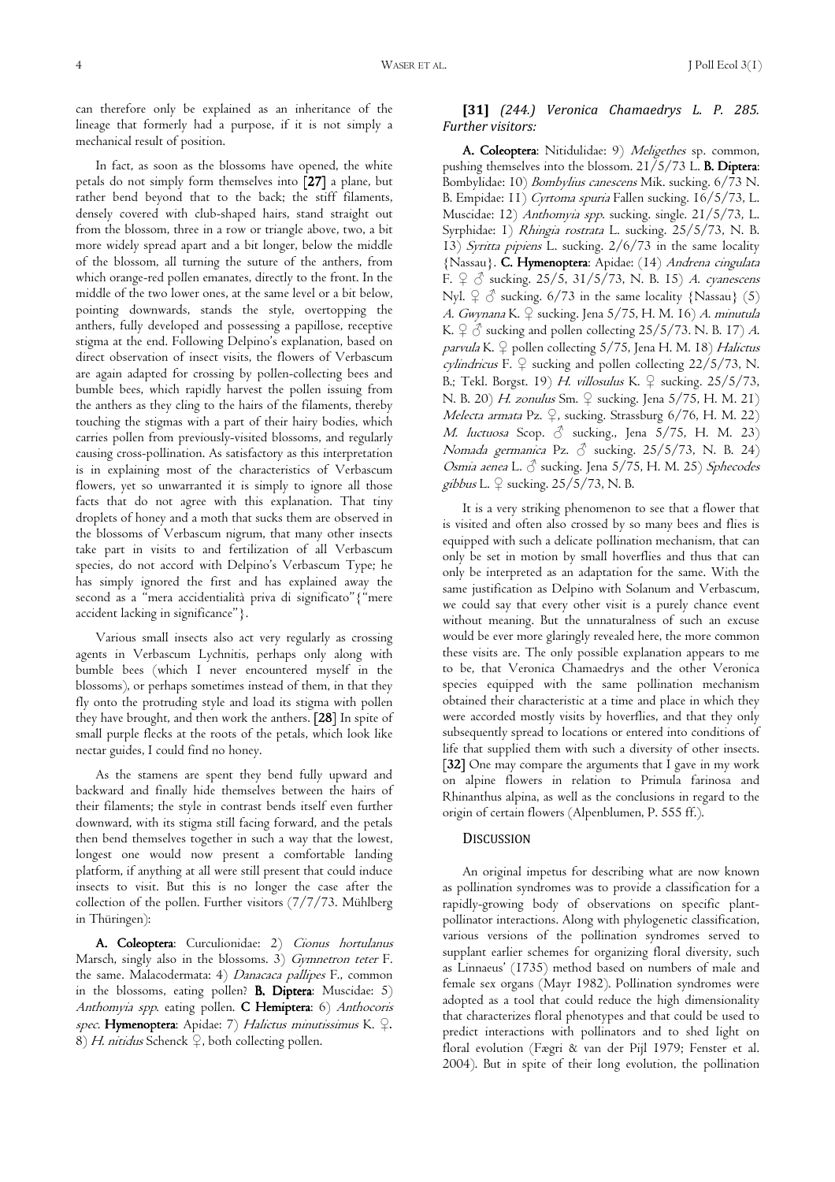can therefore only be explained as an inheritance of the lineage that formerly had a purpose, if it is not simply a mechanical result of position.

In fact, as soon as the blossoms have opened, the white petals do not simply form themselves into **[27]** a plane, but rather bend beyond that to the back; the stiff filaments, densely covered with club-shaped hairs, stand straight out from the blossom, three in a row or triangle above, two, a bit more widely spread apart and a bit longer, below the middle of the blossom, all turning the suture of the anthers, from which orange-red pollen emanates, directly to the front. In the middle of the two lower ones, at the same level or a bit below, pointing downwards, stands the style, overtopping the anthers, fully developed and possessing a papillose, receptive stigma at the end. Following Delpino's explanation, based on direct observation of insect visits, the flowers of Verbascum are again adapted for crossing by pollen-collecting bees and bumble bees, which rapidly harvest the pollen issuing from the anthers as they cling to the hairs of the filaments, thereby touching the stigmas with a part of their hairy bodies, which carries pollen from previously-visited blossoms, and regularly causing cross-pollination. As satisfactory as this interpretation is in explaining most of the characteristics of Verbascum flowers, yet so unwarranted it is simply to ignore all those facts that do not agree with this explanation. That tiny droplets of honey and a moth that sucks them are observed in the blossoms of Verbascum nigrum, that many other insects take part in visits to and fertilization of all Verbascum species, do not accord with Delpino's Verbascum Type; he has simply ignored the first and has explained away the second as a "mera accidentialità priva di significato"{"mere accident lacking in significance"}.

Various small insects also act very regularly as crossing agents in Verbascum Lychnitis, perhaps only along with bumble bees (which I never encountered myself in the blossoms), or perhaps sometimes instead of them, in that they fly onto the protruding style and load its stigma with pollen they have brought, and then work the anthers. **[28]** In spite of small purple flecks at the roots of the petals, which look like nectar guides, I could find no honey.

As the stamens are spent they bend fully upward and backward and finally hide themselves between the hairs of their filaments; the style in contrast bends itself even further downward, with its stigma still facing forward, and the petals then bend themselves together in such a way that the lowest, longest one would now present a comfortable landing platform, if anything at all were still present that could induce insects to visit. But this is no longer the case after the collection of the pollen. Further visitors (7/7/73. Mühlberg in Thüringen):

**A. Coleoptera**: Curculionidae: 2) *Cionus hortulanus* Marsch, singly also in the blossoms. 3) *Gymnetron teter* F. the same. Malacodermata: 4) *Danacaca pallipes* F., common in the blossoms, eating pollen? **B. Diptera**: Muscidae: 5) *Anthomyia spp.* eating pollen. **C Hemiptera**: 6) *Anthocoris spec.* **Hymenoptera**: Apidae: 7) *Halictus minutissimus* K. ♀. 8) *H. nitidus* Schenck ♀, both collecting pollen.

### [31] *(244.) Veronica Chamaedrys L. P. 285. Further visitors:*

**A. Coleoptera**: Nitidulidae: 9) *Meligethes* sp. common, pushing themselves into the blossom. 21/5/73 L. **B. Diptera**: Bombylidae: 10) *Bombylius canescens* Mik. sucking. 6/73 N. B. Empidae: 11) *Cyrtoma spuria* Fallen sucking. 16/5/73, L. Muscidae: 12) *Anthomyia spp.* sucking. single. 21/5/73, L. Syrphidae: 1) *Rhingia rostrata* L. sucking. 25/5/73, N. B. 13) *Syritta pipiens* L. sucking. 2/6/73 in the same locality {Nassau}. **C. Hymenoptera**: Apidae: (14) *Andrena cingulata* F. ♀ ♂ sucking. 25/5, 31/5/73, N. B. 15) *A. cyanescens* Nyl. ♀ ♂ sucking. 6/73 in the same locality {Nassau} (5) *A. Gwynana* K. ♀ sucking. Jena 5/75, H. M. 16) *A. minutula* K. ♀ ♂ sucking and pollen collecting 25/5/73. N. B. 17) *A. parvula* K. ♀ pollen collecting 5/75, Jena H. M. 18) *Halictus cylindricus* F. ♀ sucking and pollen collecting 22/5/73, N. B.; Tekl. Borgst. 19) *H. villosulus* K. ♀ sucking. 25/5/73, N. B. 20) *H. zonulus* Sm. ♀ sucking. Jena 5/75, H. M. 21) *Melecta armata* Pz. ♀, sucking. Strassburg 6/76, H. M. 22) *M. luctuosa* Scop. ♂ sucking., Jena 5/75, H. M. 23) *Nomada germanica* Pz. ♂ sucking. 25/5/73, N. B. 24) *Osmia aenea* L. ♂ sucking. Jena 5/75, H. M. 25) *Sphecodes gibbus* L. ♀ sucking. 25/5/73, N. B.

It is a very striking phenomenon to see that a flower that is visited and often also crossed by so many bees and flies is equipped with such a delicate pollination mechanism, that can only be set in motion by small hoverflies and thus that can only be interpreted as an adaptation for the same. With the same justification as Delpino with Solanum and Verbascum, we could say that every other visit is a purely chance event without meaning. But the unnaturalness of such an excuse would be ever more glaringly revealed here, the more common these visits are. The only possible explanation appears to me to be, that Veronica Chamaedrys and the other Veronica species equipped with the same pollination mechanism obtained their characteristic at a time and place in which they were accorded mostly visits by hoverflies, and that they only subsequently spread to locations or entered into conditions of life that supplied them with such a diversity of other insects. **[32]** One may compare the arguments that I gave in my work on alpine flowers in relation to Primula farinosa and Rhinanthus alpina, as well as the conclusions in regard to the origin of certain flowers (Alpenblumen, P. 555 ff.).

## DISCUSSION

An original impetus for describing what are now known as pollination syndromes was to provide a classification for a rapidly-growing body of observations on specific plant-pollinator interactions. Along with phylogenetic classification, various versions of the pollination syndromes served to supplant earlier schemes for organizing floral diversity, such as Linnaeus' (1735) method based on numbers of male and female sex organs (Mayr 1982). Pollination syndromes were adopted as a tool that could reduce the high dimensionality that characterizes floral phenotypes and that could be used to predict interactions with pollinators and to shed light on floral evolution (Fægri & van der Pijl 1979; Fenster et al. 2004). But in spite of their long evolution, the pollination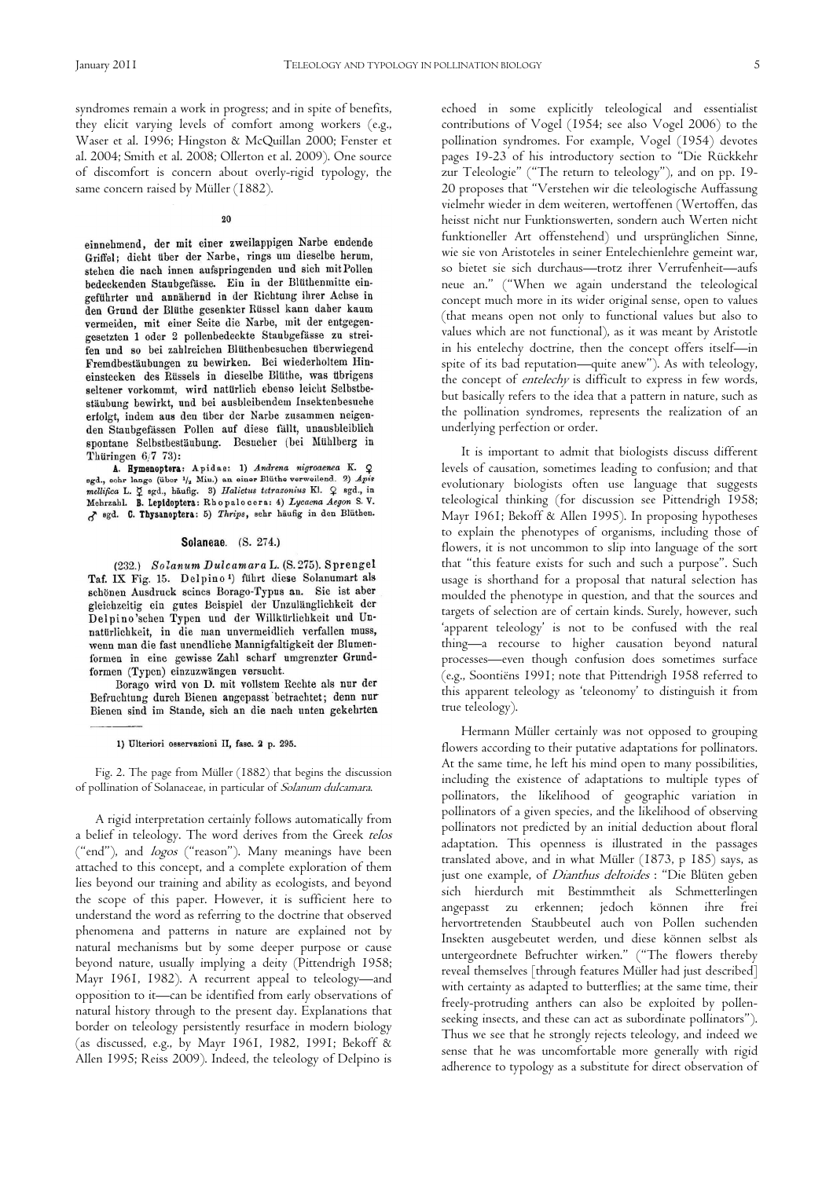syndromes remain a work in progress; and in spite of benefits, they elicit varying levels of comfort among workers (e.g., Waser et al. 1996; Hingston & McQuillan 2000; Fenster et al. 2004; Smith et al. 2008; Ollerton et al. 2009). One source of discomfort is concern about overly-rigid typology, the same concern raised by Müller (1882).

20

einnehmend, der mit einer zweilappigen Narbe endende Griffel; dicht über der Narbe, rings um dieselbe herum, stehen die nach innen aufspringenden und sich mit Pollen bedeckenden Staubgefässe. Ein in der Blüthenmitte eingeführter und annähernd in der Richtung ihrer Achse in den Grund der Blüthe gesenkter Rüssel kann daher kaum vermeiden, mit einer Seite die Narbe, mit der entgegengesetzten 1 oder 2 pollenbedeckte Staubgefässe zu streifen und so bei zahlreichen Blüthenbesuchen überwiegend Fremdbestäubungen zu bewirken. Bei wiederholtem Hineinstecken des Rüssels in dieselbe Blüthe, was übrigens seltener vorkommt, wird natürlich ebenso leicht Selbstbestäubung bewirkt, und bei ausbleibendem Insektenbesuche erfolgt, indem aus den über der Narbe zusammen neigenden Staubgefässen Pollen auf diese fällt, unausbleiblich spontane Selbstbestäubung. Besucher (bei Mühlberg in Thüringen 6/7 73):

**A. Hymenoptera:** Apidae: 1) *Andrena nigroaenea* K. ♀ sgd., sehr lange (über 1/2 Min.) an einer Blüthe verweilend. 2) *Apis mellifica* L. ☿ sgd., häufig. 3) *Halictus tetrazonius* Kl. ♀ sgd., in Mehrzahl. **B. Lepidoptera:** Rhopalocera: 4) *Lycaena Aegon* S. V. ♂ sgd. **C. Thysanoptera:** 5) *Thrips*, sehr häufig in den Blüthen.

**Solaneae.** (S. 274.)

(232.) *Solanum Dulcamara* L. (S. 275). Sprengel Taf. IX Fig. 15. Delpino[1]) führt diese Solanumart als schönen Ausdruck seines Borago-Typus an. Sie ist aber gleichzeitig ein gutes Beispiel der Unzulänglichkeit der Delpino'schen Typen und der Willkürlichkeit und Unnatürlichkeit, in die man unvermeidlich verfallen muss, wenn man die fast unendliche Mannigfaltigkeit der Blumenformen in eine gewisse Zahl scharf umgrenzter Grundformen (Typen) einzuzwängen versucht.

Borago wird von D. mit vollstem Rechte als nur der Befruchtung durch Bienen angepasst betrachtet; denn nur Bienen sind im Stande, sich an die nach unten gekehrten

1) Ulteriori osservazioni II, fasc. 2 p. 295.

Fig. 2. The page from Müller (1882) that begins the discussion of pollination of Solanaceae, in particular of *Solanum dulcamara*.

A rigid interpretation certainly follows automatically from a belief in teleology. The word derives from the Greek *telos* ("end"), and *logos* ("reason"). Many meanings have been attached to this concept, and a complete exploration of them lies beyond our training and ability as ecologists, and beyond the scope of this paper. However, it is sufficient here to understand the word as referring to the doctrine that observed phenomena and patterns in nature are explained not by natural mechanisms but by some deeper purpose or cause beyond nature, usually implying a deity (Pittendrigh 1958; Mayr 1961, 1982). A recurrent appeal to teleology—and opposition to it—can be identified from early observations of natural history through to the present day. Explanations that border on teleology persistently resurface in modern biology (as discussed, e.g., by Mayr 1961, 1982, 1991; Bekoff & Allen 1995; Reiss 2009). Indeed, the teleology of Delpino is echoed in some explicitly teleological and essentialist contributions of Vogel (1954; see also Vogel 2006) to the pollination syndromes. For example, Vogel (1954) devotes pages 19-23 of his introductory section to "Die Rückkehr zur Teleologie" ("The return to teleology"), and on pp. 19-20 proposes that "Verstehen wir die teleologische Auffassung vielmehr wieder in dem weiteren, wertoffenen (Wertoffen, das heisst nicht nur Funktionswerten, sondern auch Werten nicht funktioneller Art offenstehend) und ursprünglichen Sinne, wie sie von Aristoteles in seiner Entelechienlehre gemeint war, so bietet sie sich durchaus—trotz ihrer Verrufenheit—aufs neue an." ("When we again understand the teleological concept much more in its wider original sense, open to values (that means open not only to functional values but also to values which are not functional), as it was meant by Aristotle in his entelechy doctrine, then the concept offers itself—in spite of its bad reputation—quite anew"). As with teleology, the concept of *entelechy* is difficult to express in few words, but basically refers to the idea that a pattern in nature, such as the pollination syndromes, represents the realization of an underlying perfection or order.

It is important to admit that biologists discuss different levels of causation, sometimes leading to confusion; and that evolutionary biologists often use language that suggests teleological thinking (for discussion see Pittendrigh 1958; Mayr 1961; Bekoff & Allen 1995). In proposing hypotheses to explain the phenotypes of organisms, including those of flowers, it is not uncommon to slip into language of the sort that "this feature exists for such and such a purpose". Such usage is shorthand for a proposal that natural selection has moulded the phenotype in question, and that the sources and targets of selection are of certain kinds. Surely, however, such 'apparent teleology' is not to be confused with the real thing—a recourse to higher causation beyond natural processes—even though confusion does sometimes surface (e.g., Soontiëns 1991; note that Pittendrigh 1958 referred to this apparent teleology as 'teleonomy' to distinguish it from true teleology).

Hermann Müller certainly was not opposed to grouping flowers according to their putative adaptations for pollinators. At the same time, he left his mind open to many possibilities, including the existence of adaptations to multiple types of pollinators, the likelihood of geographic variation in pollinators of a given species, and the likelihood of observing pollinators not predicted by an initial deduction about floral adaptation. This openness is illustrated in the passages translated above, and in what Müller (1873, p 185) says, as just one example, of *Dianthus deltoides* : "Die Blüten geben sich hierdurch mit Bestimmtheit als Schmetterlingen angepasst zu erkennen; jedoch können ihre frei hervortretenden Staubbeutel auch von Pollen suchenden Insekten ausgebeutet werden, und diese können selbst als untergeordnete Befruchter wirken." ("The flowers thereby reveal themselves [through features Müller had just described] with certainty as adapted to butterflies; at the same time, their freely-protruding anthers can also be exploited by pollen-seeking insects, and these can act as subordinate pollinators"). Thus we see that he strongly rejects teleology, and indeed we sense that he was uncomfortable more generally with rigid adherence to typology as a substitute for direct observation of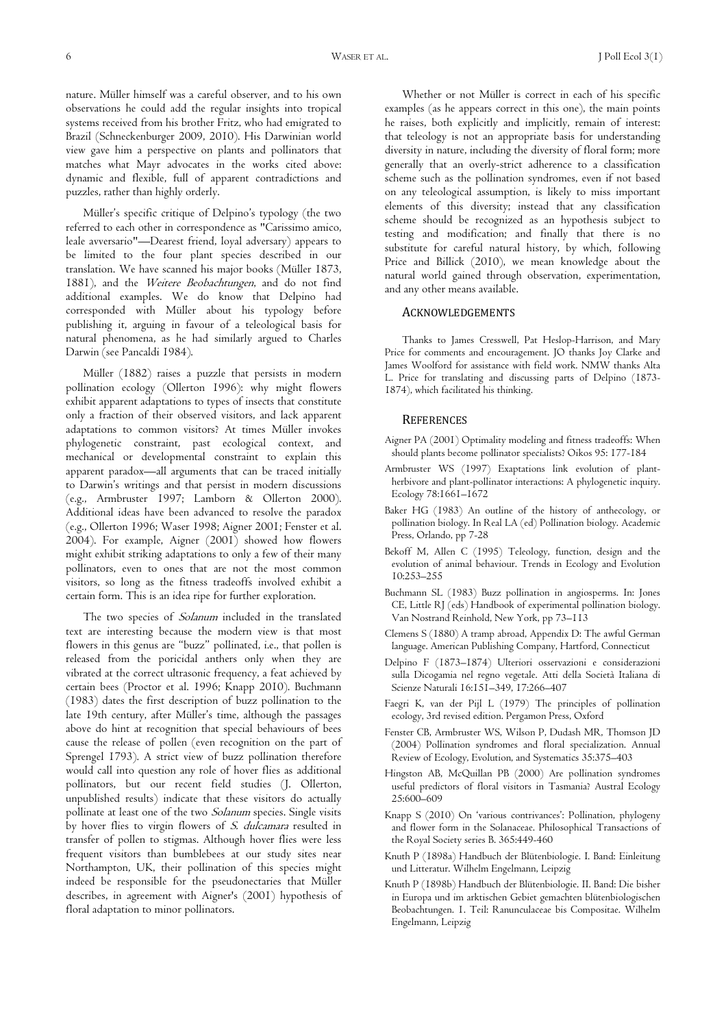nature. Müller himself was a careful observer, and to his own observations he could add the regular insights into tropical systems received from his brother Fritz, who had emigrated to Brazil (Schneckenburger 2009, 2010). His Darwinian world view gave him a perspective on plants and pollinators that matches what Mayr advocates in the works cited above: dynamic and flexible, full of apparent contradictions and puzzles, rather than highly orderly.

Müller's specific critique of Delpino's typology (the two referred to each other in correspondence as "Carissimo amico, leale avversario"—Dearest friend, loyal adversary) appears to be limited to the four plant species described in our translation. We have scanned his major books (Müller 1873, 1881), and the *Weitere Beobachtungen*, and do not find additional examples. We do know that Delpino had corresponded with Müller about his typology before publishing it, arguing in favour of a teleological basis for natural phenomena, as he had similarly argued to Charles Darwin (see Pancaldi 1984).

Müller (1882) raises a puzzle that persists in modern pollination ecology (Ollerton 1996): why might flowers exhibit apparent adaptations to types of insects that constitute only a fraction of their observed visitors, and lack apparent adaptations to common visitors? At times Müller invokes phylogenetic constraint, past ecological context, and mechanical or developmental constraint to explain this apparent paradox—all arguments that can be traced initially to Darwin's writings and that persist in modern discussions (e.g., Armbruster 1997; Lamborn & Ollerton 2000). Additional ideas have been advanced to resolve the paradox (e.g., Ollerton 1996; Waser 1998; Aigner 2001; Fenster et al. 2004). For example, Aigner (2001) showed how flowers might exhibit striking adaptations to only a few of their many pollinators, even to ones that are not the most common visitors, so long as the fitness tradeoffs involved exhibit a certain form. This is an idea ripe for further exploration.

The two species of *Solanum* included in the translated text are interesting because the modern view is that most flowers in this genus are "buzz" pollinated, i.e., that pollen is released from the poricidal anthers only when they are vibrated at the correct ultrasonic frequency, a feat achieved by certain bees (Proctor et al. 1996; Knapp 2010). Buchmann (1983) dates the first description of buzz pollination to the late 19th century, after Müller's time, although the passages above do hint at recognition that special behaviours of bees cause the release of pollen (even recognition on the part of Sprengel 1793). A strict view of buzz pollination therefore would call into question any role of hover flies as additional pollinators, but our recent field studies (J. Ollerton, unpublished results) indicate that these visitors do actually pollinate at least one of the two *Solanum* species. Single visits by hover flies to virgin flowers of *S. dulcamara* resulted in transfer of pollen to stigmas. Although hover flies were less frequent visitors than bumblebees at our study sites near Northampton, UK, their pollination of this species might indeed be responsible for the pseudonectaries that Müller describes, in agreement with Aigner's (2001) hypothesis of floral adaptation to minor pollinators.

Whether or not Müller is correct in each of his specific examples (as he appears correct in this one), the main points he raises, both explicitly and implicitly, remain of interest: that teleology is not an appropriate basis for understanding diversity in nature, including the diversity of floral form; more generally that an overly-strict adherence to a classification scheme such as the pollination syndromes, even if not based on any teleological assumption, is likely to miss important elements of this diversity; instead that any classification scheme should be recognized as an hypothesis subject to testing and modification; and finally that there is no substitute for careful natural history, by which, following Price and Billick (2010), we mean knowledge about the natural world gained through observation, experimentation, and any other means available.

## Acknowledgements

Thanks to James Cresswell, Pat Heslop-Harrison, and Mary Price for comments and encouragement. JO thanks Joy Clarke and James Woolford for assistance with field work. NMW thanks Alta L. Price for translating and discussing parts of Delpino (1873-1874), which facilitated his thinking.

## References

Aigner PA (2001) Optimality modeling and fitness tradeoffs: When should plants become pollinator specialists? Oikos 95: 177-184

Armbruster WS (1997) Exaptations link evolution of plant-herbivore and plant-pollinator interactions: A phylogenetic inquiry. Ecology 78:1661–1672

Baker HG (1983) An outline of the history of anthecology, or pollination biology. In Real LA (ed) Pollination biology. Academic Press, Orlando, pp 7-28

Bekoff M, Allen C (1995) Teleology, function, design and the evolution of animal behaviour. Trends in Ecology and Evolution 10:253–255

Buchmann SL (1983) Buzz pollination in angiosperms. In: Jones CE, Little RJ (eds) Handbook of experimental pollination biology. Van Nostrand Reinhold, New York, pp 73–113

Clemens S (1880) A tramp abroad, Appendix D: The awful German language. American Publishing Company, Hartford, Connecticut

Delpino F (1873–1874) Ulteriori osservazioni e considerazioni sulla Dicogamia nel regno vegetale. Atti della Società Italiana di Scienze Naturali 16:151–349, 17:266–407

Faegri K, van der Pijl L (1979) The principles of pollination ecology, 3rd revised edition. Pergamon Press, Oxford

Fenster CB, Armbruster WS, Wilson P, Dudash MR, Thomson JD (2004) Pollination syndromes and floral specialization. Annual Review of Ecology, Evolution, and Systematics 35:375–403

Hingston AB, McQuillan PB (2000) Are pollination syndromes useful predictors of floral visitors in Tasmania? Austral Ecology 25:600–609

Knapp S (2010) On 'various contrivances': Pollination, phylogeny and flower form in the Solanaceae. Philosophical Transactions of the Royal Society series B. 365:449-460

Knuth P (1898a) Handbuch der Blütenbiologie. I. Band: Einleitung und Litteratur. Wilhelm Engelmann, Leipzig

Knuth P (1898b) Handbuch der Blütenbiologie. II. Band: Die bisher in Europa und im arktischen Gebiet gemachten blütenbiologischen Beobachtungen. I. Teil: Ranunculaceae bis Compositae. Wilhelm Engelmann, Leipzig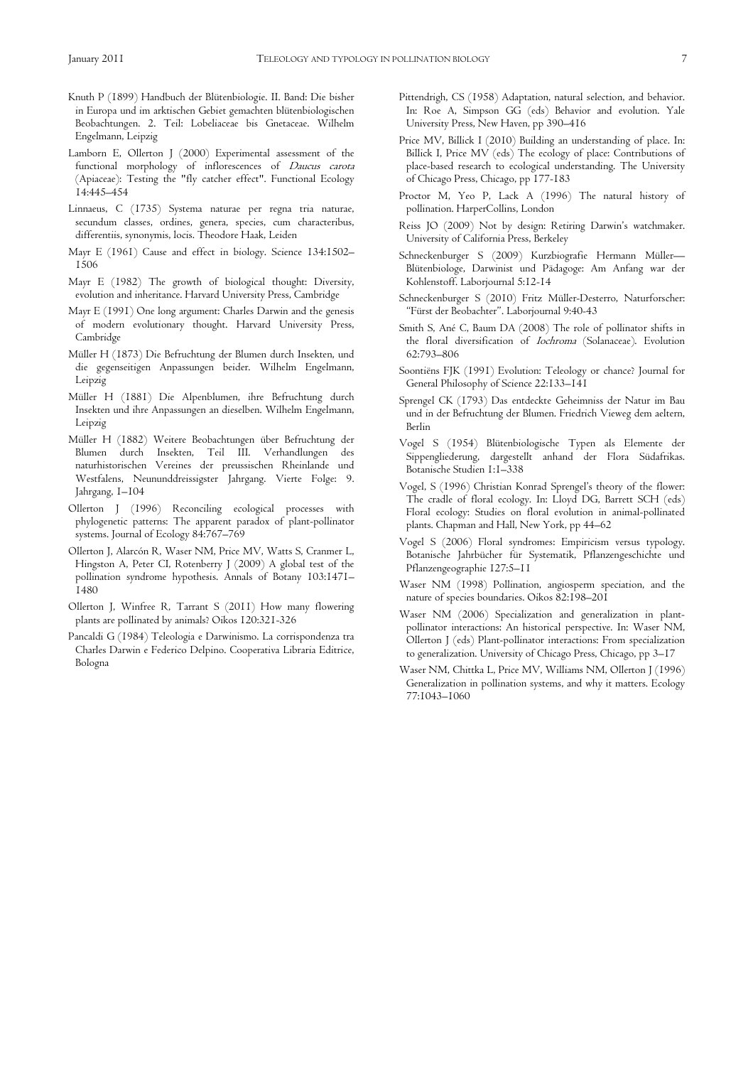Knuth P (1899) Handbuch der Blütenbiologie. II. Band: Die bisher in Europa und im arktischen Gebiet gemachten blütenbiologischen Beobachtungen. 2. Teil: Lobeliaceae bis Gnetaceae. Wilhelm Engelmann, Leipzig

Lamborn E, Ollerton J (2000) Experimental assessment of the functional morphology of inflorescences of *Daucus carota* (Apiaceae): Testing the "fly catcher effect". Functional Ecology 14:445–454

Linnaeus, C (1735) Systema naturae per regna tria naturae, secundum classes, ordines, genera, species, cum characteribus, differentiis, synonymis, locis. Theodore Haak, Leiden

Mayr E (1961) Cause and effect in biology. Science 134:1502–1506

Mayr E (1982) The growth of biological thought: Diversity, evolution and inheritance. Harvard University Press, Cambridge

Mayr E (1991) One long argument: Charles Darwin and the genesis of modern evolutionary thought. Harvard University Press, Cambridge

Müller H (1873) Die Befruchtung der Blumen durch Insekten, und die gegenseitigen Anpassungen beider. Wilhelm Engelmann, Leipzig

Müller H (1881) Die Alpenblumen, ihre Befruchtung durch Insekten und ihre Anpassungen an dieselben. Wilhelm Engelmann, Leipzig

Müller H (1882) Weitere Beobachtungen über Befruchtung der Blumen durch Insekten, Teil III. Verhandlungen des naturhistorischen Vereines der preussischen Rheinlande und Westfalens, Neununddreissigster Jahrgang. Vierte Folge: 9. Jahrgang, 1–104

Ollerton J (1996) Reconciling ecological processes with phylogenetic patterns: The apparent paradox of plant-pollinator systems. Journal of Ecology 84:767–769

Ollerton J, Alarcón R, Waser NM, Price MV, Watts S, Cranmer L, Hingston A, Peter CI, Rotenberry J (2009) A global test of the pollination syndrome hypothesis. Annals of Botany 103:1471–1480

Ollerton J, Winfree R, Tarrant S (2011) How many flowering plants are pollinated by animals? Oikos 120:321-326

Pancaldi G (1984) Teleologia e Darwinismo. La corrispondenza tra Charles Darwin e Federico Delpino. Cooperativa Libraria Editrice, Bologna

Pittendrigh, CS (1958) Adaptation, natural selection, and behavior. In: Roe A, Simpson GG (eds) Behavior and evolution. Yale University Press, New Haven, pp 390–416

Price MV, Billick I (2010) Building an understanding of place. In: Billick I, Price MV (eds) The ecology of place: Contributions of place-based research to ecological understanding. The University of Chicago Press, Chicago, pp 177-183

Proctor M, Yeo P, Lack A (1996) The natural history of pollination. HarperCollins, London

Reiss JO (2009) Not by design: Retiring Darwin's watchmaker. University of California Press, Berkeley

Schneckenburger S (2009) Kurzbiografie Hermann Müller—Blütenbiologe, Darwinist und Pädagoge: Am Anfang war der Kohlenstoff. Laborjournal 5:12-14

Schneckenburger S (2010) Fritz Müller-Desterro, Naturforscher: "Fürst der Beobachter". Laborjournal 9:40-43

Smith S, Ané C, Baum DA (2008) The role of pollinator shifts in the floral diversification of *Iochroma* (Solanaceae). Evolution 62:793–806

Soontiëns FJK (1991) Evolution: Teleology or chance? Journal for General Philosophy of Science 22:133–141

Sprengel CK (1793) Das entdeckte Geheimniss der Natur im Bau und in der Befruchtung der Blumen. Friedrich Vieweg dem aeltern, Berlin

Vogel S (1954) Blütenbiologische Typen als Elemente der Sippengliederung, dargestellt anhand der Flora Südafrikas. Botanische Studien 1:1–338

Vogel, S (1996) Christian Konrad Sprengel's theory of the flower: The cradle of floral ecology. In: Lloyd DG, Barrett SCH (eds) Floral ecology: Studies on floral evolution in animal-pollinated plants. Chapman and Hall, New York, pp 44–62

Vogel S (2006) Floral syndromes: Empiricism versus typology. Botanische Jahrbücher für Systematik, Pflanzengeschichte und Pflanzengeographie 127:5–11

Waser NM (1998) Pollination, angiosperm speciation, and the nature of species boundaries. Oikos 82:198–201

Waser NM (2006) Specialization and generalization in plant-pollinator interactions: An historical perspective. In: Waser NM, Ollerton J (eds) Plant-pollinator interactions: From specialization to generalization. University of Chicago Press, Chicago, pp 3–17

Waser NM, Chittka L, Price MV, Williams NM, Ollerton J (1996) Generalization in pollination systems, and why it matters. Ecology 77:1043–1060